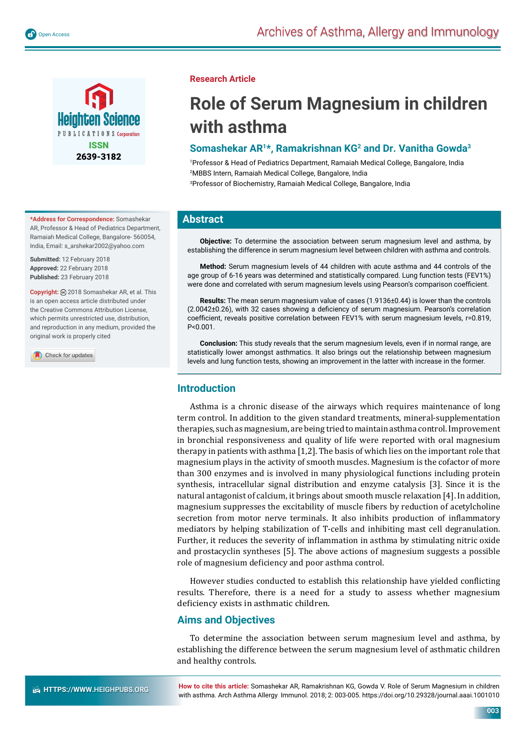Research Article

# Role of Serum Magnesium in children with asthma

**Somashekar AR[1]*, Ramakrishnan KG[2] and Dr. Vanitha Gowda[3]**

[1]Professor & Head of Pediatrics Department, Ramaiah Medical College, Bangalore, India
[2]MBBS Intern, Ramaiah Medical College, Bangalore, India
[3]Professor of Biochemistry, Ramaiah Medical College, Bangalore, India

**\*Address for Correspondence:** Somashekar AR, Professor & Head of Pediatrics Department, Ramaiah Medical College, Bangalore- 560054, India, Email: s_arshekar2002@yahoo.com

**Submitted:** 12 February 2018
**Approved:** 22 February 2018
**Published:** 23 February 2018

**Copyright:** © 2018 Somashekar AR, et al. This is an open access article distributed under the Creative Commons Attribution License, which permits unrestricted use, distribution, and reproduction in any medium, provided the original work is properly cited

## Abstract

**Objective:** To determine the association between serum magnesium level and asthma, by establishing the difference in serum magnesium level between children with asthma and controls.

**Method:** Serum magnesium levels of 44 children with acute asthma and 44 controls of the age group of 6-16 years was determined and statistically compared. Lung function tests (FEV1%) were done and correlated with serum magnesium levels using Pearson's comparison coefficient.

**Results:** The mean serum magnesium value of cases (1.9136±0.44) is lower than the controls (2.0042±0.26), with 32 cases showing a deficiency of serum magnesium. Pearson's correlation coefficient, reveals positive correlation between FEV1% with serum magnesium levels, $r=0.819$, $P<0.001$.

**Conclusion:** This study reveals that the serum magnesium levels, even if in normal range, are statistically lower amongst asthmatics. It also brings out the relationship between magnesium levels and lung function tests, showing an improvement in the latter with increase in the former.

## Introduction

Asthma is a chronic disease of the airways which requires maintenance of long term control. In addition to the given standard treatments, mineral-supplementation therapies, such as magnesium, are being tried to maintain asthma control. Improvement in bronchial responsiveness and quality of life were reported with oral magnesium therapy in patients with asthma [1,2]. The basis of which lies on the important role that magnesium plays in the activity of smooth muscles. Magnesium is the cofactor of more than 300 enzymes and is involved in many physiological functions including protein synthesis, intracellular signal distribution and enzyme catalysis [3]. Since it is the natural antagonist of calcium, it brings about smooth muscle relaxation [4]. In addition, magnesium suppresses the excitability of muscle fibers by reduction of acetylcholine secretion from motor nerve terminals. It also inhibits production of inflammatory mediators by helping stabilization of T-cells and inhibiting mast cell degranulation. Further, it reduces the severity of inflammation in asthma by stimulating nitric oxide and prostacyclin syntheses [5]. The above actions of magnesium suggests a possible role of magnesium deficiency and poor asthma control.

However studies conducted to establish this relationship have yielded conflicting results. Therefore, there is a need for a study to assess whether magnesium deficiency exists in asthmatic children.

## Aims and Objectives

To determine the association between serum magnesium level and asthma, by establishing the difference between the serum magnesium level of asthmatic children and healthy controls.

**How to cite this article:** Somashekar AR, Ramakrishnan KG, Gowda V. Role of Serum Magnesium in children with asthma. Arch Asthma Allergy Immunol. 2018; 2: 003-005. https://doi.org/10.29328/journal.aaai.1001010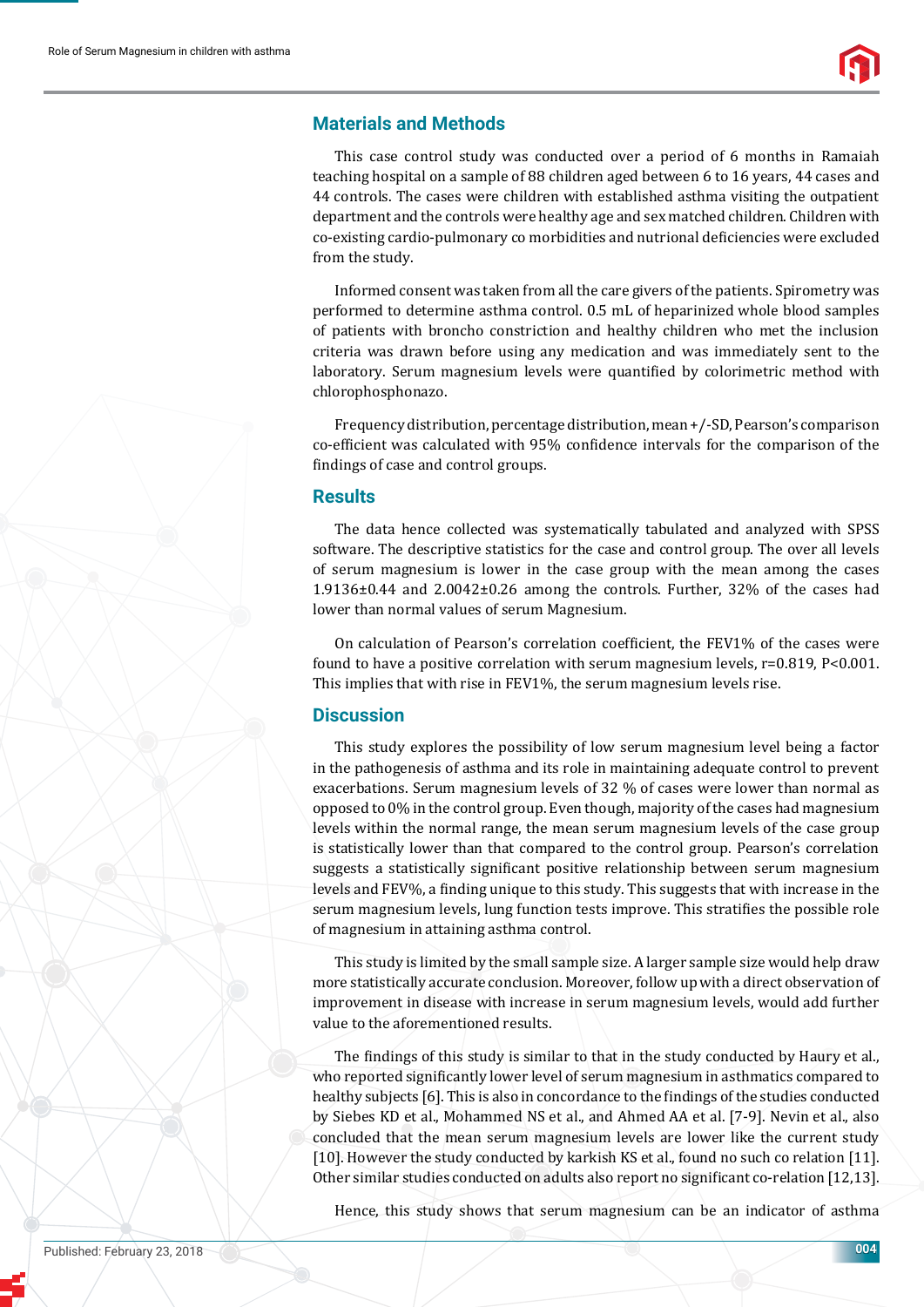## Materials and Methods

This case control study was conducted over a period of 6 months in Ramaiah teaching hospital on a sample of 88 children aged between 6 to 16 years, 44 cases and 44 controls. The cases were children with established asthma visiting the outpatient department and the controls were healthy age and sex matched children. Children with co-existing cardio-pulmonary co morbidities and nutrional deficiencies were excluded from the study.

Informed consent was taken from all the care givers of the patients. Spirometry was performed to determine asthma control. 0.5 mL of heparinized whole blood samples of patients with broncho constriction and healthy children who met the inclusion criteria was drawn before using any medication and was immediately sent to the laboratory. Serum magnesium levels were quantified by colorimetric method with chlorophosphonazo.

Frequency distribution, percentage distribution, mean +/-SD, Pearson's comparison co-efficient was calculated with 95% confidence intervals for the comparison of the findings of case and control groups.

## Results

The data hence collected was systematically tabulated and analyzed with SPSS software. The descriptive statistics for the case and control group. The over all levels of serum magnesium is lower in the case group with the mean among the cases 1.9136±0.44 and 2.0042±0.26 among the controls. Further, 32% of the cases had lower than normal values of serum Magnesium.

On calculation of Pearson's correlation coefficient, the FEV1% of the cases were found to have a positive correlation with serum magnesium levels, r=0.819, P<0.001. This implies that with rise in FEV1%, the serum magnesium levels rise.

## Discussion

This study explores the possibility of low serum magnesium level being a factor in the pathogenesis of asthma and its role in maintaining adequate control to prevent exacerbations. Serum magnesium levels of 32 % of cases were lower than normal as opposed to 0% in the control group. Even though, majority of the cases had magnesium levels within the normal range, the mean serum magnesium levels of the case group is statistically lower than that compared to the control group. Pearson's correlation suggests a statistically significant positive relationship between serum magnesium levels and FEV%, a finding unique to this study. This suggests that with increase in the serum magnesium levels, lung function tests improve. This stratifies the possible role of magnesium in attaining asthma control.

This study is limited by the small sample size. A larger sample size would help draw more statistically accurate conclusion. Moreover, follow up with a direct observation of improvement in disease with increase in serum magnesium levels, would add further value to the aforementioned results.

The findings of this study is similar to that in the study conducted by Haury et al., who reported significantly lower level of serum magnesium in asthmatics compared to healthy subjects [6]. This is also in concordance to the findings of the studies conducted by Siebes KD et al., Mohammed NS et al., and Ahmed AA et al. [7-9]. Nevin et al., also concluded that the mean serum magnesium levels are lower like the current study [10]. However the study conducted by karkish KS et al., found no such co relation [11]. Other similar studies conducted on adults also report no significant co-relation [12,13].

Hence, this study shows that serum magnesium can be an indicator of asthma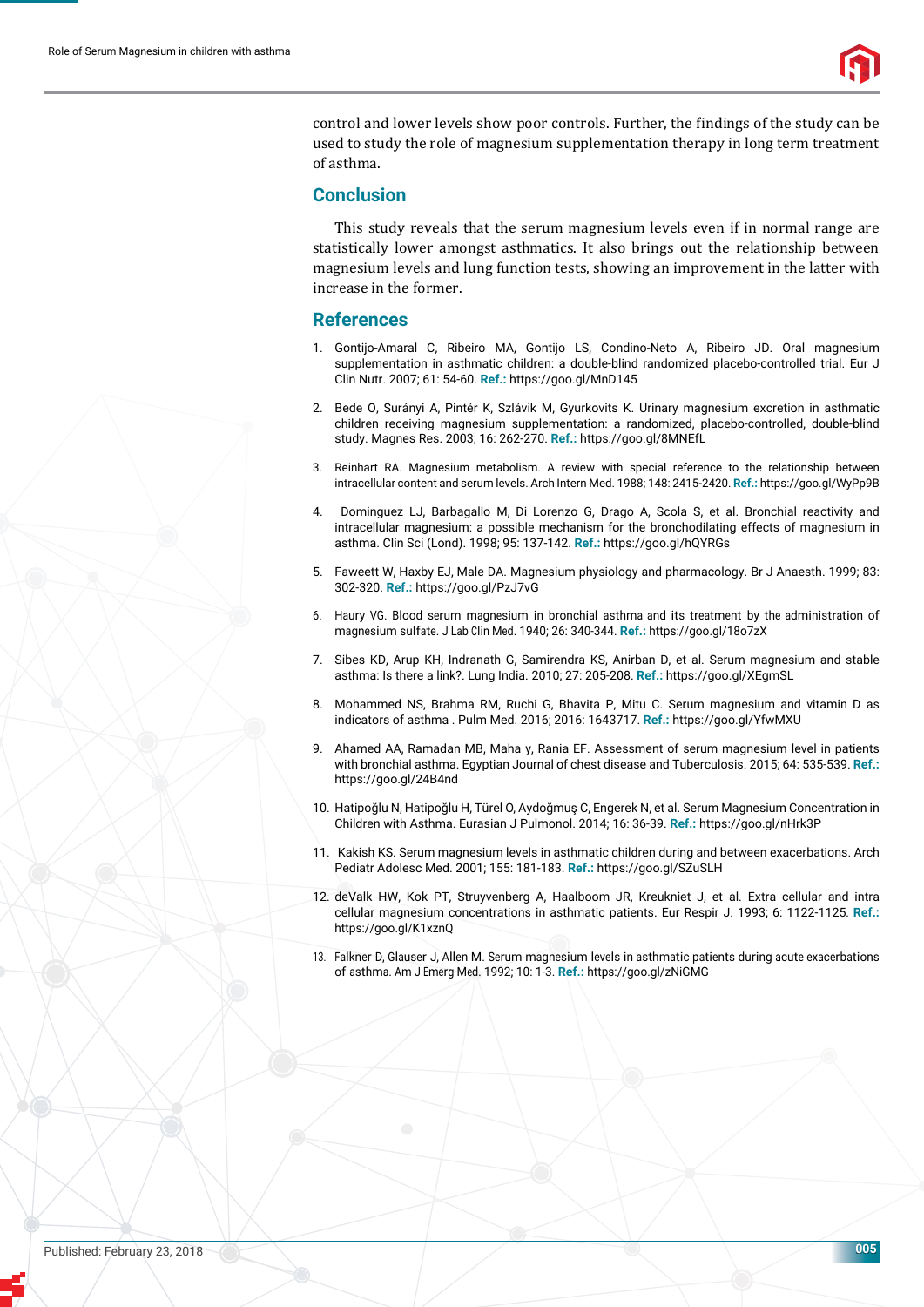control and lower levels show poor controls. Further, the findings of the study can be used to study the role of magnesium supplementation therapy in long term treatment of asthma.

## Conclusion

This study reveals that the serum magnesium levels even if in normal range are statistically lower amongst asthmatics. It also brings out the relationship between magnesium levels and lung function tests, showing an improvement in the latter with increase in the former.

## References

1. Gontijo-Amaral C, Ribeiro MA, Gontijo LS, Condino-Neto A, Ribeiro JD. Oral magnesium supplementation in asthmatic children: a double-blind randomized placebo-controlled trial. Eur J Clin Nutr. 2007; 61: 54-60. **Ref.:** https://goo.gl/MnD145
2. Bede O, Surányi A, Pintér K, Szlávik M, Gyurkovits K. Urinary magnesium excretion in asthmatic children receiving magnesium supplementation: a randomized, placebo-controlled, double-blind study. Magnes Res. 2003; 16: 262-270. **Ref.:** https://goo.gl/8MNEfL
3. Reinhart RA. Magnesium metabolism. A review with special reference to the relationship between intracellular content and serum levels. Arch Intern Med. 1988; 148: 2415-2420. **Ref.:** https://goo.gl/WyPp9B
4. Dominguez LJ, Barbagallo M, Di Lorenzo G, Drago A, Scola S, et al. Bronchial reactivity and intracellular magnesium: a possible mechanism for the bronchodilating effects of magnesium in asthma. Clin Sci (Lond). 1998; 95: 137-142. **Ref.:** https://goo.gl/hQYRGs
5. Faweett W, Haxby EJ, Male DA. Magnesium physiology and pharmacology. Br J Anaesth. 1999; 83: 302-320. **Ref.:** https://goo.gl/PzJ7vG
6. Haury VG. Blood serum magnesium in bronchial asthma and its treatment by the administration of magnesium sulfate. J Lab Clin Med. 1940; 26: 340-344. **Ref.:** https://goo.gl/18o7zX
7. Sibes KD, Arup KH, Indranath G, Samirendra KS, Anirban D, et al. Serum magnesium and stable asthma: Is there a link?. Lung India. 2010; 27: 205-208. **Ref.:** https://goo.gl/XEgmSL
8. Mohammed NS, Brahma RM, Ruchi G, Bhavita P, Mitu C. Serum magnesium and vitamin D as indicators of asthma . Pulm Med. 2016; 2016: 1643717. **Ref.:** https://goo.gl/YfwMXU
9. Ahamed AA, Ramadan MB, Maha y, Rania EF. Assessment of serum magnesium level in patients with bronchial asthma. Egyptian Journal of chest disease and Tuberculosis. 2015; 64: 535-539. **Ref.:** https://goo.gl/24B4nd
10. Hatipoğlu N, Hatipoğlu H, Türel O, Aydoğmuş C, Engerek N, et al. Serum Magnesium Concentration in Children with Asthma. Eurasian J Pulmonol. 2014; 16: 36-39. **Ref.:** https://goo.gl/nHrk3P
11. Kakish KS. Serum magnesium levels in asthmatic children during and between exacerbations. Arch Pediatr Adolesc Med. 2001; 155: 181-183. **Ref.:** https://goo.gl/SZuSLH
12. deValk HW, Kok PT, Struyvenberg A, Haalboom JR, Kreukniet J, et al. Extra cellular and intra cellular magnesium concentrations in asthmatic patients. Eur Respir J. 1993; 6: 1122-1125. **Ref.:** https://goo.gl/K1xznQ
13. Falkner D, Glauser J, Allen M. Serum magnesium levels in asthmatic patients during acute exacerbations of asthma. Am J Emerg Med. 1992; 10: 1-3. **Ref.:** https://goo.gl/zNiGMG